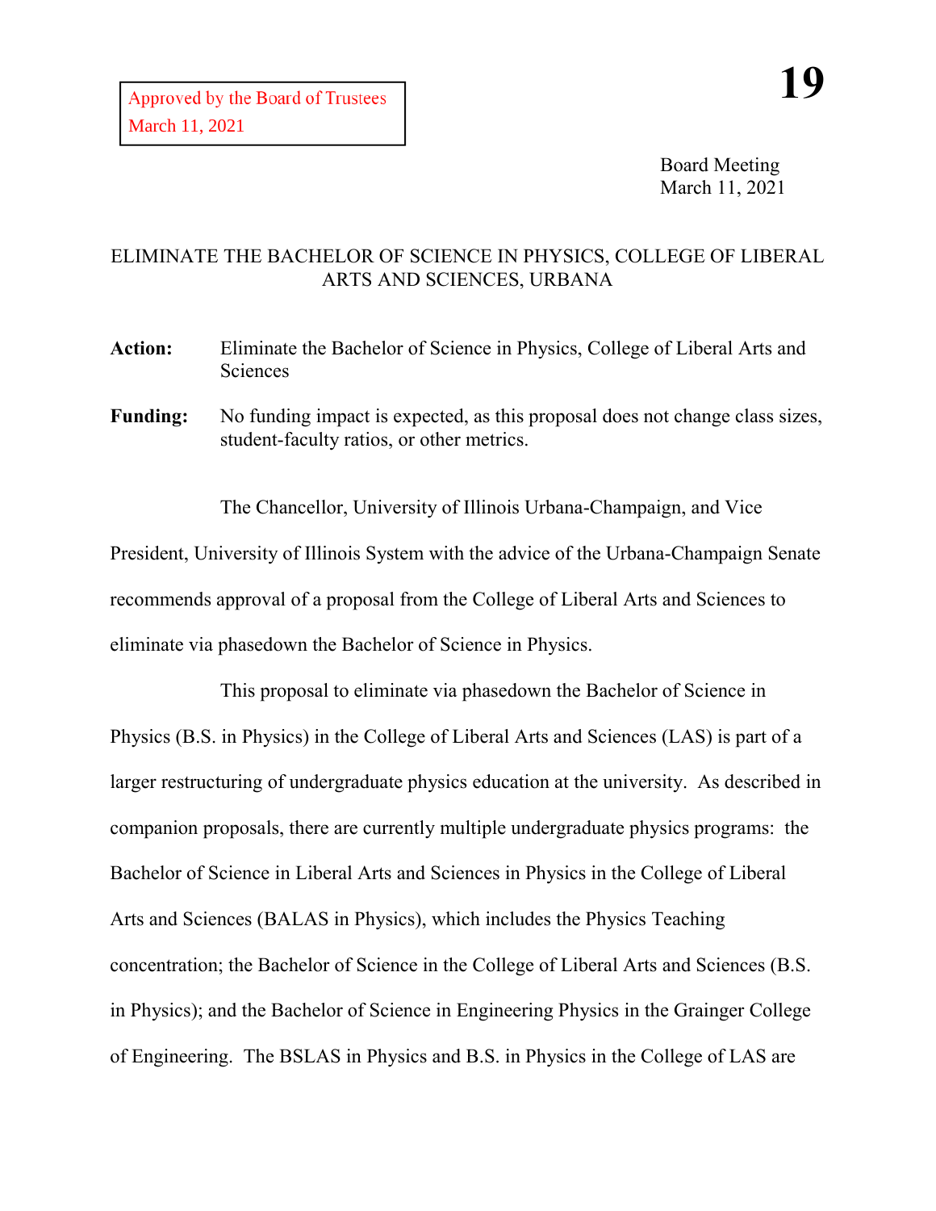Approved by the Board of Trustees
March 11, 2021

**19**

Board Meeting
March 11, 2021

# ELIMINATE THE BACHELOR OF SCIENCE IN PHYSICS, COLLEGE OF LIBERAL ARTS AND SCIENCES, URBANA

**Action:** Eliminate the Bachelor of Science in Physics, College of Liberal Arts and Sciences

**Funding:** No funding impact is expected, as this proposal does not change class sizes, student-faculty ratios, or other metrics.

The Chancellor, University of Illinois Urbana-Champaign, and Vice President, University of Illinois System with the advice of the Urbana-Champaign Senate recommends approval of a proposal from the College of Liberal Arts and Sciences to eliminate via phasedown the Bachelor of Science in Physics.

This proposal to eliminate via phasedown the Bachelor of Science in Physics (B.S. in Physics) in the College of Liberal Arts and Sciences (LAS) is part of a larger restructuring of undergraduate physics education at the university. As described in companion proposals, there are currently multiple undergraduate physics programs: the Bachelor of Science in Liberal Arts and Sciences in Physics in the College of Liberal Arts and Sciences (BALAS in Physics), which includes the Physics Teaching concentration; the Bachelor of Science in the College of Liberal Arts and Sciences (B.S. in Physics); and the Bachelor of Science in Engineering Physics in the Grainger College of Engineering. The BSLAS in Physics and B.S. in Physics in the College of LAS are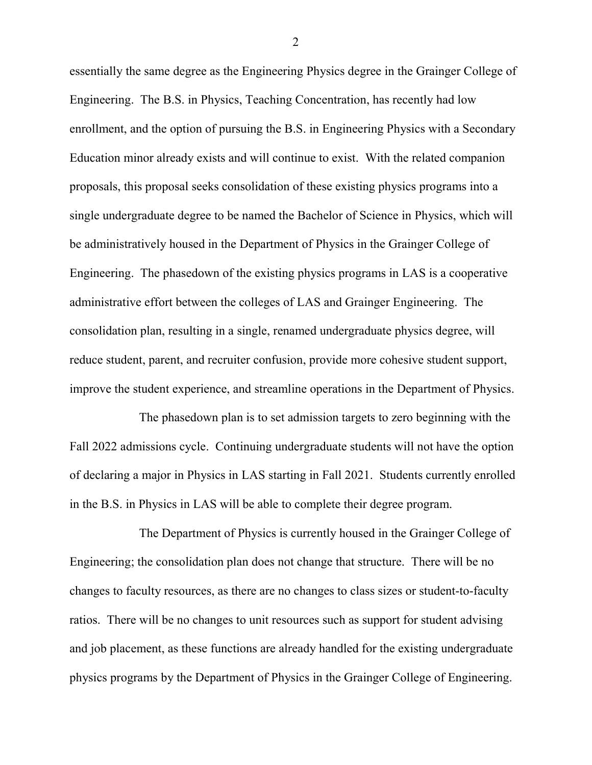essentially the same degree as the Engineering Physics degree in the Grainger College of Engineering. The B.S. in Physics, Teaching Concentration, has recently had low enrollment, and the option of pursuing the B.S. in Engineering Physics with a Secondary Education minor already exists and will continue to exist. With the related companion proposals, this proposal seeks consolidation of these existing physics programs into a single undergraduate degree to be named the Bachelor of Science in Physics, which will be administratively housed in the Department of Physics in the Grainger College of Engineering. The phasedown of the existing physics programs in LAS is a cooperative administrative effort between the colleges of LAS and Grainger Engineering. The consolidation plan, resulting in a single, renamed undergraduate physics degree, will reduce student, parent, and recruiter confusion, provide more cohesive student support, improve the student experience, and streamline operations in the Department of Physics.

The phasedown plan is to set admission targets to zero beginning with the Fall 2022 admissions cycle. Continuing undergraduate students will not have the option of declaring a major in Physics in LAS starting in Fall 2021. Students currently enrolled in the B.S. in Physics in LAS will be able to complete their degree program.

The Department of Physics is currently housed in the Grainger College of Engineering; the consolidation plan does not change that structure. There will be no changes to faculty resources, as there are no changes to class sizes or student-to-faculty ratios. There will be no changes to unit resources such as support for student advising and job placement, as these functions are already handled for the existing undergraduate physics programs by the Department of Physics in the Grainger College of Engineering.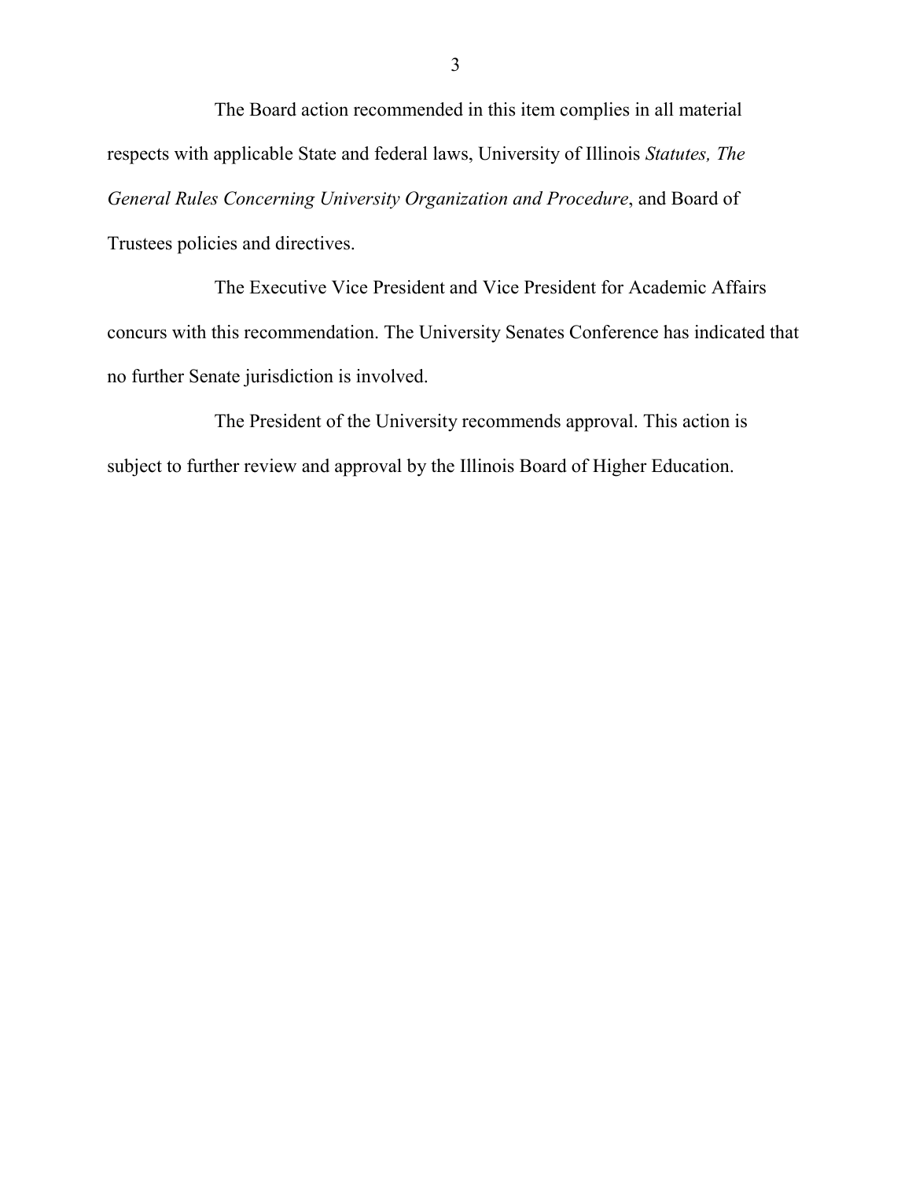The Board action recommended in this item complies in all material respects with applicable State and federal laws, University of Illinois *Statutes, The General Rules Concerning University Organization and Procedure*, and Board of Trustees policies and directives.

The Executive Vice President and Vice President for Academic Affairs concurs with this recommendation. The University Senates Conference has indicated that no further Senate jurisdiction is involved.

The President of the University recommends approval. This action is subject to further review and approval by the Illinois Board of Higher Education.